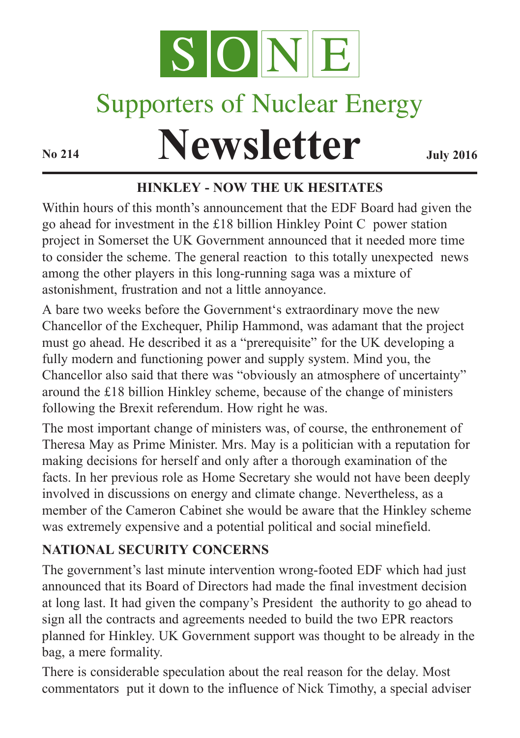# SONE

## Supporters of Nuclear Energy

# Newsletter

**No 214** **July 2016**

### HINKLEY - NOW THE UK HESITATES

Within hours of this month's announcement that the EDF Board had given the go ahead for investment in the £18 billion Hinkley Point C power station project in Somerset the UK Government announced that it needed more time to consider the scheme. The general reaction to this totally unexpected news among the other players in this long-running saga was a mixture of astonishment, frustration and not a little annoyance.

A bare two weeks before the Government's extraordinary move the new Chancellor of the Exchequer, Philip Hammond, was adamant that the project must go ahead. He described it as a "prerequisite" for the UK developing a fully modern and functioning power and supply system. Mind you, the Chancellor also said that there was "obviously an atmosphere of uncertainty" around the £18 billion Hinkley scheme, because of the change of ministers following the Brexit referendum. How right he was.

The most important change of ministers was, of course, the enthronement of Theresa May as Prime Minister. Mrs. May is a politician with a reputation for making decisions for herself and only after a thorough examination of the facts. In her previous role as Home Secretary she would not have been deeply involved in discussions on energy and climate change. Nevertheless, as a member of the Cameron Cabinet she would be aware that the Hinkley scheme was extremely expensive and a potential political and social minefield.

### NATIONAL SECURITY CONCERNS

The government's last minute intervention wrong-footed EDF which had just announced that its Board of Directors had made the final investment decision at long last. It had given the company's President the authority to go ahead to sign all the contracts and agreements needed to build the two EPR reactors planned for Hinkley. UK Government support was thought to be already in the bag, a mere formality.

There is considerable speculation about the real reason for the delay. Most commentators put it down to the influence of Nick Timothy, a special adviser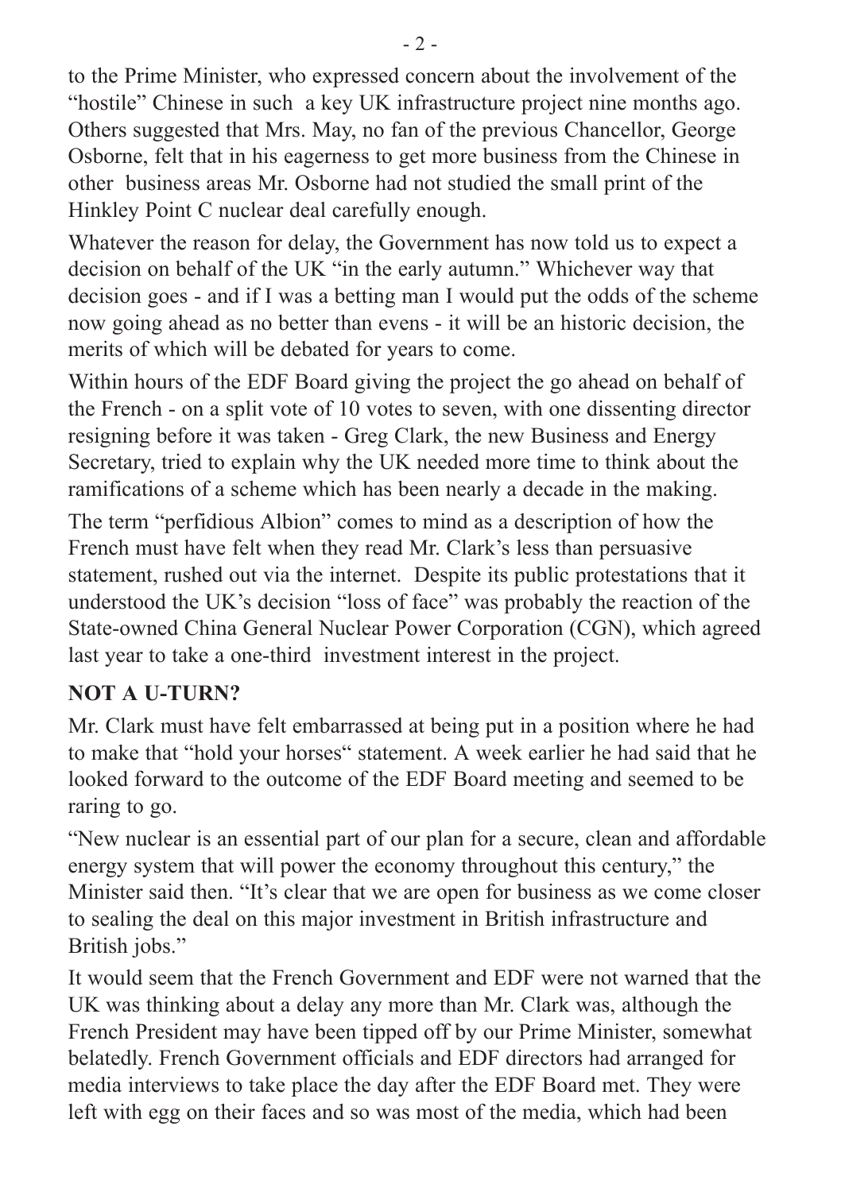to the Prime Minister, who expressed concern about the involvement of the "hostile" Chinese in such a key UK infrastructure project nine months ago. Others suggested that Mrs. May, no fan of the previous Chancellor, George Osborne, felt that in his eagerness to get more business from the Chinese in other business areas Mr. Osborne had not studied the small print of the Hinkley Point C nuclear deal carefully enough.

Whatever the reason for delay, the Government has now told us to expect a decision on behalf of the UK "in the early autumn." Whichever way that decision goes - and if I was a betting man I would put the odds of the scheme now going ahead as no better than evens - it will be an historic decision, the merits of which will be debated for years to come.

Within hours of the EDF Board giving the project the go ahead on behalf of the French - on a split vote of 10 votes to seven, with one dissenting director resigning before it was taken - Greg Clark, the new Business and Energy Secretary, tried to explain why the UK needed more time to think about the ramifications of a scheme which has been nearly a decade in the making.

The term "perfidious Albion" comes to mind as a description of how the French must have felt when they read Mr. Clark's less than persuasive statement, rushed out via the internet. Despite its public protestations that it understood the UK's decision "loss of face" was probably the reaction of the State-owned China General Nuclear Power Corporation (CGN), which agreed last year to take a one-third investment interest in the project.

## NOT A U-TURN?

Mr. Clark must have felt embarrassed at being put in a position where he had to make that "hold your horses" statement. A week earlier he had said that he looked forward to the outcome of the EDF Board meeting and seemed to be raring to go.

"New nuclear is an essential part of our plan for a secure, clean and affordable energy system that will power the economy throughout this century," the Minister said then. "It's clear that we are open for business as we come closer to sealing the deal on this major investment in British infrastructure and British jobs."

It would seem that the French Government and EDF were not warned that the UK was thinking about a delay any more than Mr. Clark was, although the French President may have been tipped off by our Prime Minister, somewhat belatedly. French Government officials and EDF directors had arranged for media interviews to take place the day after the EDF Board met. They were left with egg on their faces and so was most of the media, which had been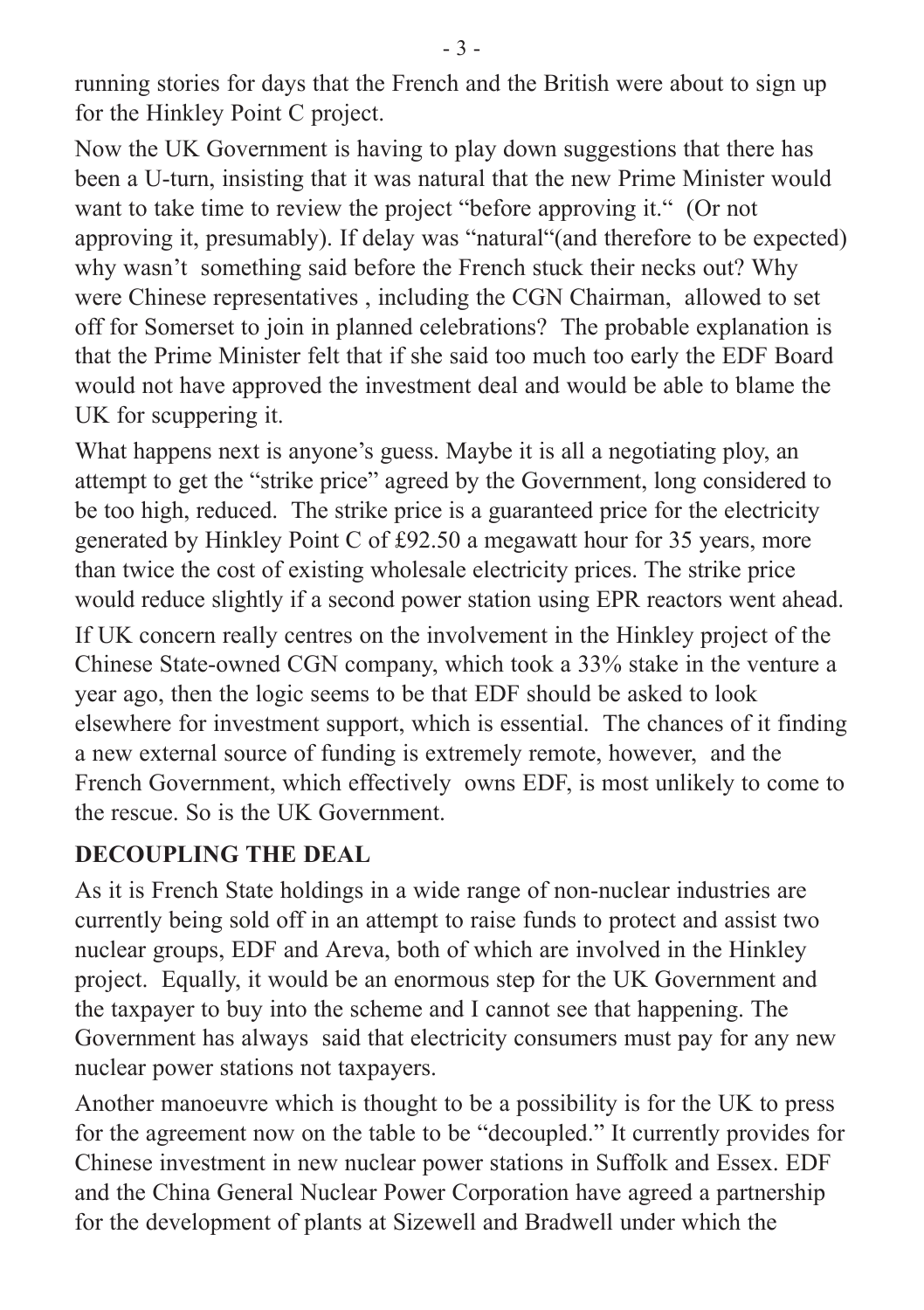running stories for days that the French and the British were about to sign up for the Hinkley Point C project.

Now the UK Government is having to play down suggestions that there has been a U-turn, insisting that it was natural that the new Prime Minister would want to take time to review the project "before approving it." (Or not approving it, presumably). If delay was "natural"(and therefore to be expected) why wasn't something said before the French stuck their necks out? Why were Chinese representatives , including the CGN Chairman, allowed to set off for Somerset to join in planned celebrations? The probable explanation is that the Prime Minister felt that if she said too much too early the EDF Board would not have approved the investment deal and would be able to blame the UK for scuppering it.

What happens next is anyone's guess. Maybe it is all a negotiating ploy, an attempt to get the "strike price" agreed by the Government, long considered to be too high, reduced. The strike price is a guaranteed price for the electricity generated by Hinkley Point C of £92.50 a megawatt hour for 35 years, more than twice the cost of existing wholesale electricity prices. The strike price would reduce slightly if a second power station using EPR reactors went ahead.

If UK concern really centres on the involvement in the Hinkley project of the Chinese State-owned CGN company, which took a 33% stake in the venture a year ago, then the logic seems to be that EDF should be asked to look elsewhere for investment support, which is essential. The chances of it finding a new external source of funding is extremely remote, however, and the French Government, which effectively owns EDF, is most unlikely to come to the rescue. So is the UK Government.

## DECOUPLING THE DEAL

As it is French State holdings in a wide range of non-nuclear industries are currently being sold off in an attempt to raise funds to protect and assist two nuclear groups, EDF and Areva, both of which are involved in the Hinkley project. Equally, it would be an enormous step for the UK Government and the taxpayer to buy into the scheme and I cannot see that happening. The Government has always said that electricity consumers must pay for any new nuclear power stations not taxpayers.

Another manoeuvre which is thought to be a possibility is for the UK to press for the agreement now on the table to be "decoupled." It currently provides for Chinese investment in new nuclear power stations in Suffolk and Essex. EDF and the China General Nuclear Power Corporation have agreed a partnership for the development of plants at Sizewell and Bradwell under which the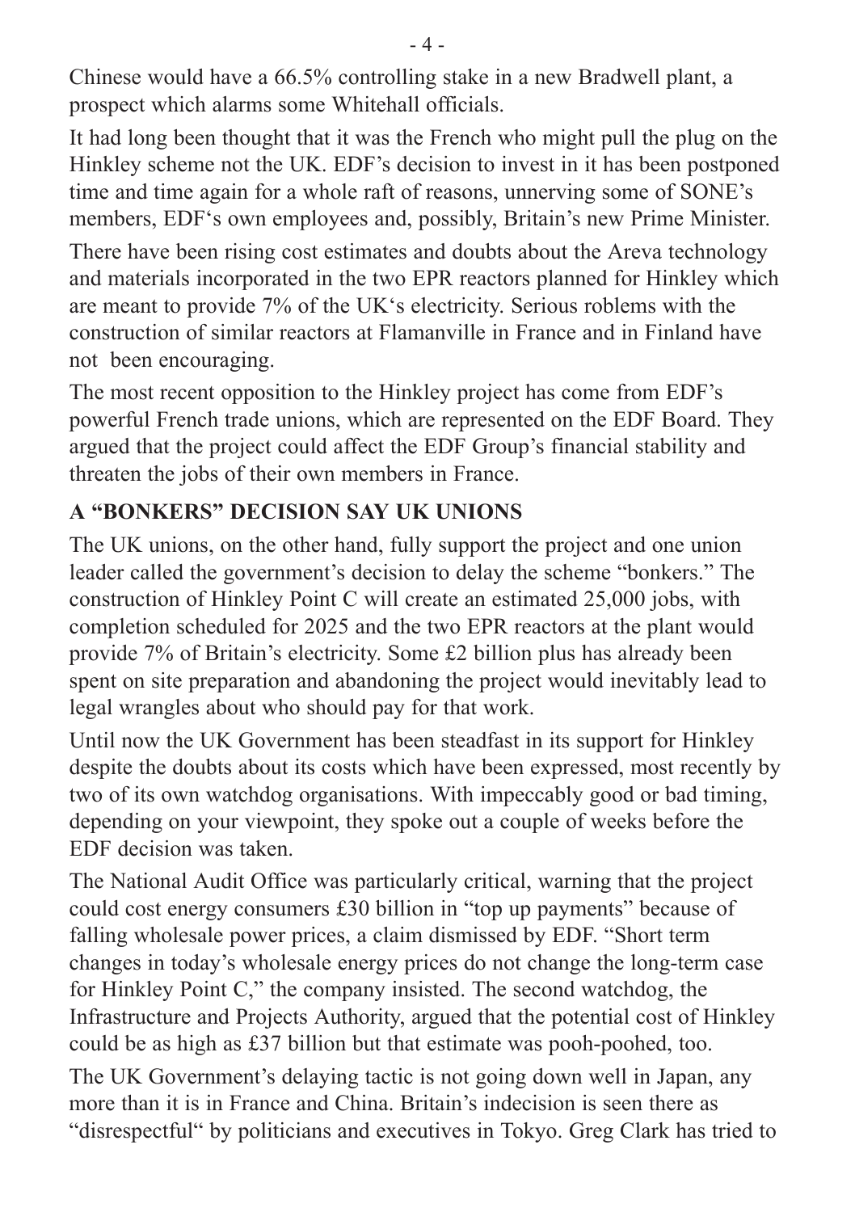Chinese would have a 66.5% controlling stake in a new Bradwell plant, a prospect which alarms some Whitehall officials.

It had long been thought that it was the French who might pull the plug on the Hinkley scheme not the UK. EDF's decision to invest in it has been postponed time and time again for a whole raft of reasons, unnerving some of SONE's members, EDF's own employees and, possibly, Britain's new Prime Minister.

There have been rising cost estimates and doubts about the Areva technology and materials incorporated in the two EPR reactors planned for Hinkley which are meant to provide 7% of the UK's electricity. Serious roblems with the construction of similar reactors at Flamanville in France and in Finland have not been encouraging.

The most recent opposition to the Hinkley project has come from EDF's powerful French trade unions, which are represented on the EDF Board. They argued that the project could affect the EDF Group's financial stability and threaten the jobs of their own members in France.

## A "BONKERS" DECISION SAY UK UNIONS

The UK unions, on the other hand, fully support the project and one union leader called the government's decision to delay the scheme "bonkers." The construction of Hinkley Point C will create an estimated 25,000 jobs, with completion scheduled for 2025 and the two EPR reactors at the plant would provide 7% of Britain's electricity. Some £2 billion plus has already been spent on site preparation and abandoning the project would inevitably lead to legal wrangles about who should pay for that work.

Until now the UK Government has been steadfast in its support for Hinkley despite the doubts about its costs which have been expressed, most recently by two of its own watchdog organisations. With impeccably good or bad timing, depending on your viewpoint, they spoke out a couple of weeks before the EDF decision was taken.

The National Audit Office was particularly critical, warning that the project could cost energy consumers £30 billion in "top up payments" because of falling wholesale power prices, a claim dismissed by EDF. "Short term changes in today's wholesale energy prices do not change the long-term case for Hinkley Point C," the company insisted. The second watchdog, the Infrastructure and Projects Authority, argued that the potential cost of Hinkley could be as high as £37 billion but that estimate was pooh-poohed, too.

The UK Government's delaying tactic is not going down well in Japan, any more than it is in France and China. Britain's indecision is seen there as "disrespectful" by politicians and executives in Tokyo. Greg Clark has tried to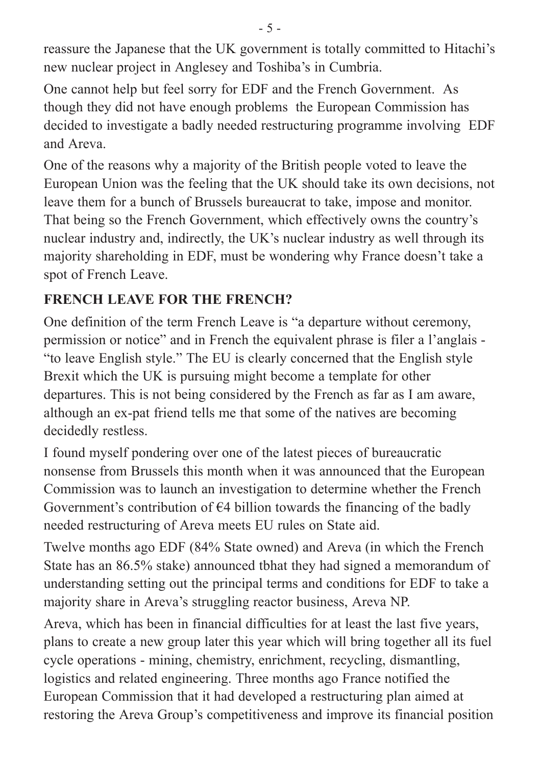reassure the Japanese that the UK government is totally committed to Hitachi's new nuclear project in Anglesey and Toshiba's in Cumbria.

One cannot help but feel sorry for EDF and the French Government. As though they did not have enough problems the European Commission has decided to investigate a badly needed restructuring programme involving EDF and Areva.

One of the reasons why a majority of the British people voted to leave the European Union was the feeling that the UK should take its own decisions, not leave them for a bunch of Brussels bureaucrat to take, impose and monitor. That being so the French Government, which effectively owns the country's nuclear industry and, indirectly, the UK's nuclear industry as well through its majority shareholding in EDF, must be wondering why France doesn't take a spot of French Leave.

## FRENCH LEAVE FOR THE FRENCH?

One definition of the term French Leave is "a departure without ceremony, permission or notice" and in French the equivalent phrase is filer a l'anglais - "to leave English style." The EU is clearly concerned that the English style Brexit which the UK is pursuing might become a template for other departures. This is not being considered by the French as far as I am aware, although an ex-pat friend tells me that some of the natives are becoming decidedly restless.

I found myself pondering over one of the latest pieces of bureaucratic nonsense from Brussels this month when it was announced that the European Commission was to launch an investigation to determine whether the French Government's contribution of €4 billion towards the financing of the badly needed restructuring of Areva meets EU rules on State aid.

Twelve months ago EDF (84% State owned) and Areva (in which the French State has an 86.5% stake) announced tbhat they had signed a memorandum of understanding setting out the principal terms and conditions for EDF to take a majority share in Areva's struggling reactor business, Areva NP.

Areva, which has been in financial difficulties for at least the last five years, plans to create a new group later this year which will bring together all its fuel cycle operations - mining, chemistry, enrichment, recycling, dismantling, logistics and related engineering. Three months ago France notified the European Commission that it had developed a restructuring plan aimed at restoring the Areva Group's competitiveness and improve its financial position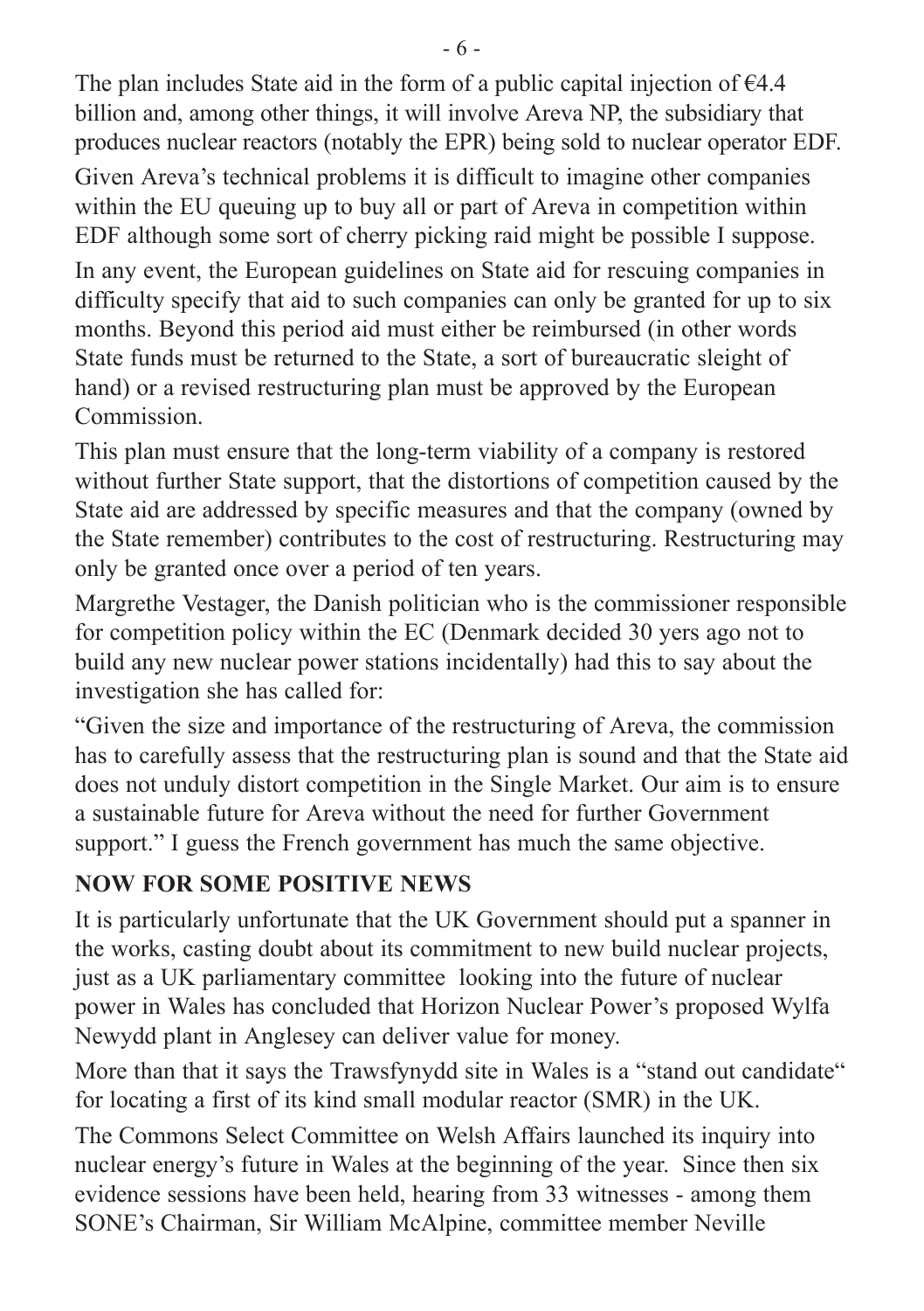The plan includes State aid in the form of a public capital injection of €4.4 billion and, among other things, it will involve Areva NP, the subsidiary that produces nuclear reactors (notably the EPR) being sold to nuclear operator EDF.

Given Areva's technical problems it is difficult to imagine other companies within the EU queuing up to buy all or part of Areva in competition within EDF although some sort of cherry picking raid might be possible I suppose.

In any event, the European guidelines on State aid for rescuing companies in difficulty specify that aid to such companies can only be granted for up to six months. Beyond this period aid must either be reimbursed (in other words State funds must be returned to the State, a sort of bureaucratic sleight of hand) or a revised restructuring plan must be approved by the European Commission.

This plan must ensure that the long-term viability of a company is restored without further State support, that the distortions of competition caused by the State aid are addressed by specific measures and that the company (owned by the State remember) contributes to the cost of restructuring. Restructuring may only be granted once over a period of ten years.

Margrethe Vestager, the Danish politician who is the commissioner responsible for competition policy within the EC (Denmark decided 30 yers ago not to build any new nuclear power stations incidentally) had this to say about the investigation she has called for:

"Given the size and importance of the restructuring of Areva, the commission has to carefully assess that the restructuring plan is sound and that the State aid does not unduly distort competition in the Single Market. Our aim is to ensure a sustainable future for Areva without the need for further Government support." I guess the French government has much the same objective.

## NOW FOR SOME POSITIVE NEWS

It is particularly unfortunate that the UK Government should put a spanner in the works, casting doubt about its commitment to new build nuclear projects, just as a UK parliamentary committee looking into the future of nuclear power in Wales has concluded that Horizon Nuclear Power's proposed Wylfa Newydd plant in Anglesey can deliver value for money.

More than that it says the Trawsfynydd site in Wales is a "stand out candidate" for locating a first of its kind small modular reactor (SMR) in the UK.

The Commons Select Committee on Welsh Affairs launched its inquiry into nuclear energy's future in Wales at the beginning of the year. Since then six evidence sessions have been held, hearing from 33 witnesses - among them SONE's Chairman, Sir William McAlpine, committee member Neville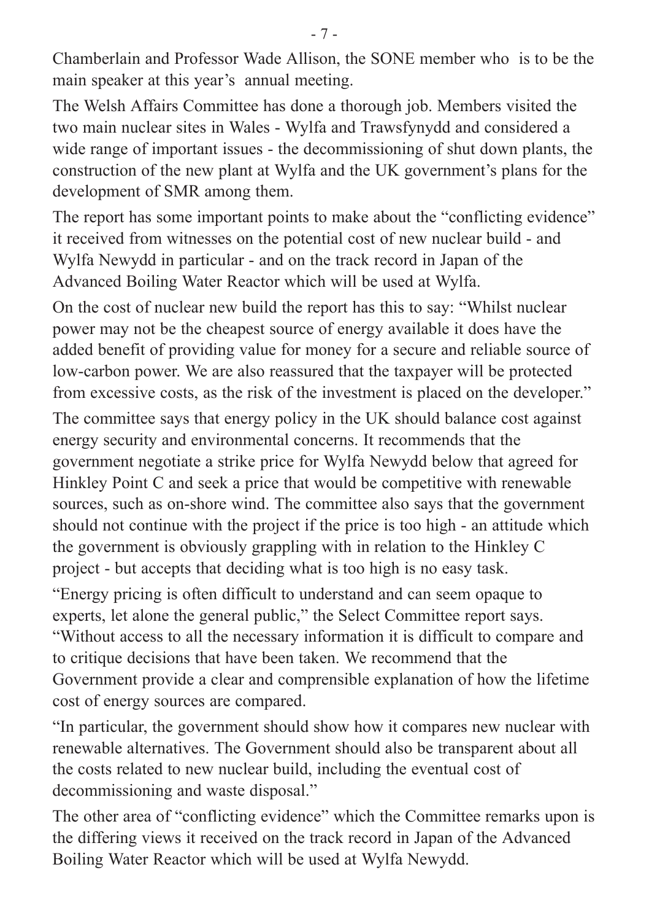Chamberlain and Professor Wade Allison, the SONE member who is to be the main speaker at this year's annual meeting.

The Welsh Affairs Committee has done a thorough job. Members visited the two main nuclear sites in Wales - Wylfa and Trawsfynydd and considered a wide range of important issues - the decommissioning of shut down plants, the construction of the new plant at Wylfa and the UK government's plans for the development of SMR among them.

The report has some important points to make about the "conflicting evidence" it received from witnesses on the potential cost of new nuclear build - and Wylfa Newydd in particular - and on the track record in Japan of the Advanced Boiling Water Reactor which will be used at Wylfa.

On the cost of nuclear new build the report has this to say: "Whilst nuclear power may not be the cheapest source of energy available it does have the added benefit of providing value for money for a secure and reliable source of low-carbon power. We are also reassured that the taxpayer will be protected from excessive costs, as the risk of the investment is placed on the developer."

The committee says that energy policy in the UK should balance cost against energy security and environmental concerns. It recommends that the government negotiate a strike price for Wylfa Newydd below that agreed for Hinkley Point C and seek a price that would be competitive with renewable sources, such as on-shore wind. The committee also says that the government should not continue with the project if the price is too high - an attitude which the government is obviously grappling with in relation to the Hinkley C project - but accepts that deciding what is too high is no easy task.

"Energy pricing is often difficult to understand and can seem opaque to experts, let alone the general public," the Select Committee report says. "Without access to all the necessary information it is difficult to compare and to critique decisions that have been taken. We recommend that the Government provide a clear and comprensible explanation of how the lifetime cost of energy sources are compared.

"In particular, the government should show how it compares new nuclear with renewable alternatives. The Government should also be transparent about all the costs related to new nuclear build, including the eventual cost of decommissioning and waste disposal."

The other area of "conflicting evidence" which the Committee remarks upon is the differing views it received on the track record in Japan of the Advanced Boiling Water Reactor which will be used at Wylfa Newydd.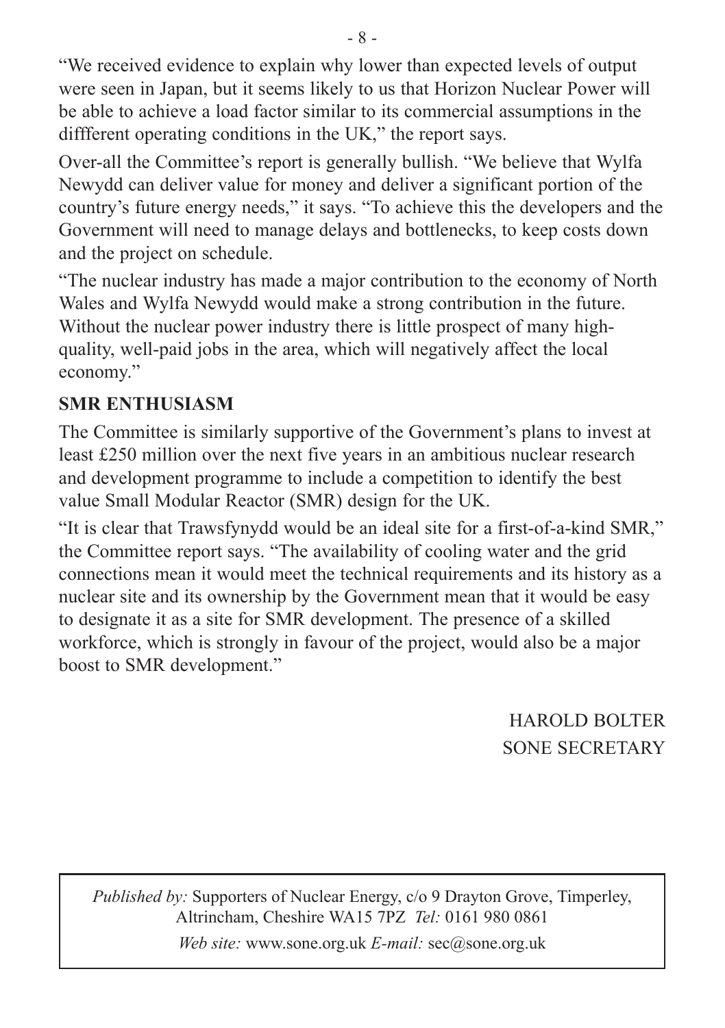"We received evidence to explain why lower than expected levels of output were seen in Japan, but it seems likely to us that Horizon Nuclear Power will be able to achieve a load factor similar to its commercial assumptions in the diffferent operating conditions in the UK," the report says.

Over-all the Committee's report is generally bullish. "We believe that Wylfa Newydd can deliver value for money and deliver a significant portion of the country's future energy needs," it says. "To achieve this the developers and the Government will need to manage delays and bottlenecks, to keep costs down and the project on schedule.

"The nuclear industry has made a major contribution to the economy of North Wales and Wylfa Newydd would make a strong contribution in the future. Without the nuclear power industry there is little prospect of many high-quality, well-paid jobs in the area, which will negatively affect the local economy."

**SMR ENTHUSIASM**

The Committee is similarly supportive of the Government's plans to invest at least £250 million over the next five years in an ambitious nuclear research and development programme to include a competition to identify the best value Small Modular Reactor (SMR) design for the UK.

"It is clear that Trawsfynydd would be an ideal site for a first-of-a-kind SMR," the Committee report says. "The availability of cooling water and the grid connections mean it would meet the technical requirements and its history as a nuclear site and its ownership by the Government mean that it would be easy to designate it as a site for SMR development. The presence of a skilled workforce, which is strongly in favour of the project, would also be a major boost to SMR development."

HAROLD BOLTER
SONE SECRETARY

*Published by:* Supporters of Nuclear Energy, c/o 9 Drayton Grove, Timperley, Altrincham, Cheshire WA15 7PZ *Tel:* 0161 980 0861

*Web site:* www.sone.org.uk *E-mail:* sec@sone.org.uk